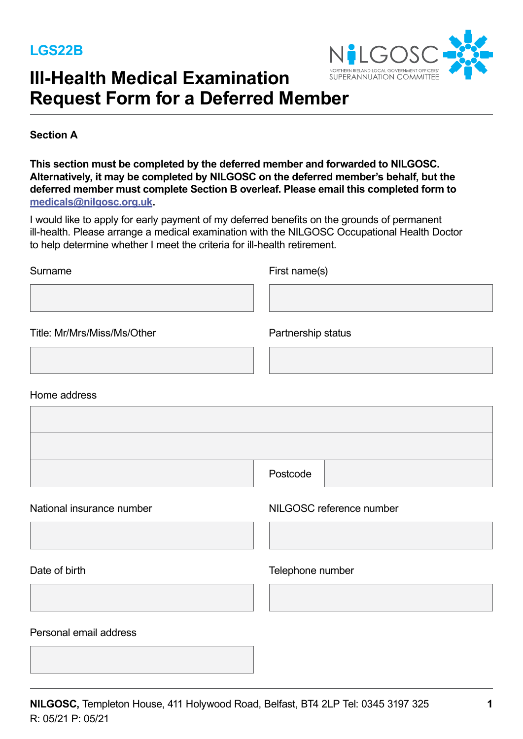LGS22B

# Ill-Health Medical Examination Request Form for a Deferred Member

**Section A**

**This section must be completed by the deferred member and forwarded to NILGOSC. Alternatively, it may be completed by NILGOSC on the deferred member's behalf, but the deferred member must complete Section B overleaf. Please email this completed form to medicals@nilgosc.org.uk.**

I would like to apply for early payment of my deferred benefits on the grounds of permanent ill-health. Please arrange a medical examination with the NILGOSC Occupational Health Doctor to help determine whether I meet the criteria for ill-health retirement.

Surname

First name(s)

Title: Mr/Mrs/Miss/Ms/Other

Partnership status

Home address

Postcode

National insurance number

NILGOSC reference number

Date of birth

Telephone number

Personal email address

**NILGOSC,** Templeton House, 411 Holywood Road, Belfast, BT4 2LP Tel: 0345 3197 325
R: 05/21 P: 05/21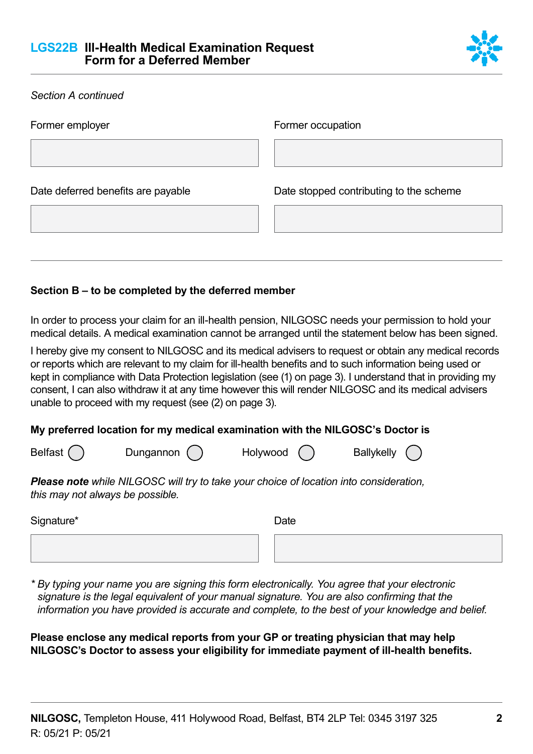# LGS22B Ill-Health Medical Examination Request Form for a Deferred Member

*Section A continued*

Former employer

Former occupation

Date deferred benefits are payable

Date stopped contributing to the scheme

---

**Section B – to be completed by the deferred member**

In order to process your claim for an ill-health pension, NILGOSC needs your permission to hold your medical details. A medical examination cannot be arranged until the statement below has been signed.

I hereby give my consent to NILGOSC and its medical advisers to request or obtain any medical records or reports which are relevant to my claim for ill-health benefits and to such information being used or kept in compliance with Data Protection legislation (see (1) on page 3). I understand that in providing my consent, I can also withdraw it at any time however this will render NILGOSC and its medical advisers unable to proceed with my request (see (2) on page 3).

**My preferred location for my medical examination with the NILGOSC's Doctor is**

Belfast ◯ Dungannon ◯ Holywood ◯ Ballykelly ◯

***Please note*** *while NILGOSC will try to take your choice of location into consideration, this may not always be possible.*

Signature*

Date

*\* By typing your name you are signing this form electronically. You agree that your electronic signature is the legal equivalent of your manual signature. You are also confirming that the information you have provided is accurate and complete, to the best of your knowledge and belief.*

**Please enclose any medical reports from your GP or treating physician that may help NILGOSC's Doctor to assess your eligibility for immediate payment of ill-health benefits.**

**NILGOSC,** Templeton House, 411 Holywood Road, Belfast, BT4 2LP Tel: 0345 3197 325

R: 05/21 P: 05/21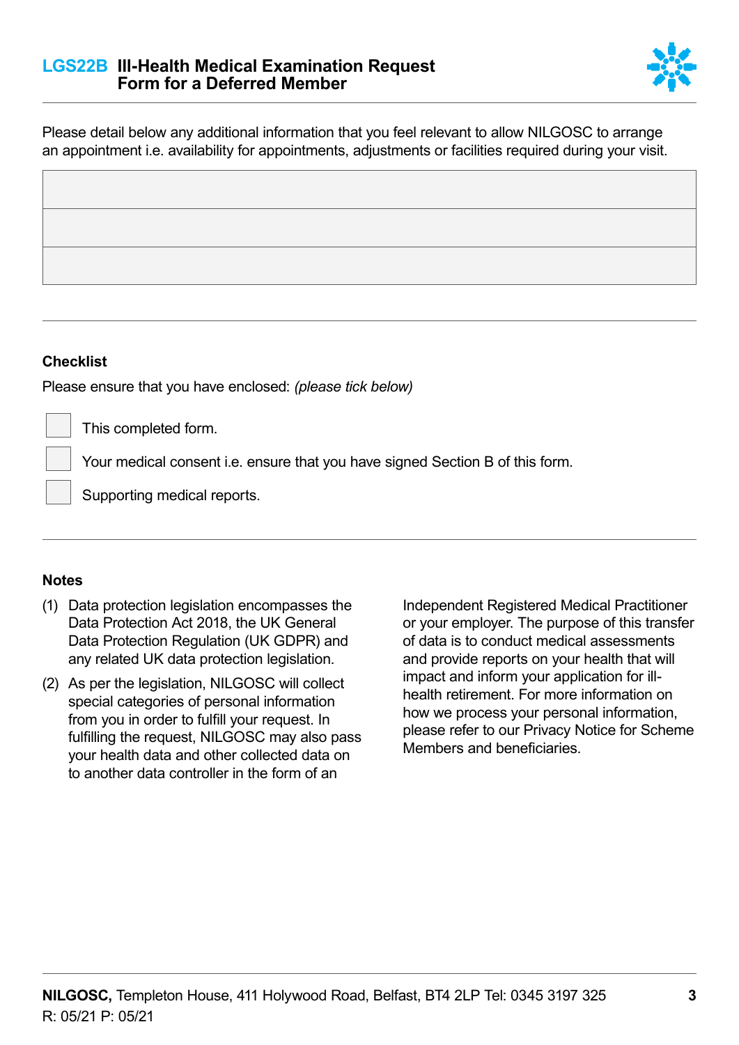Please detail below any additional information that you feel relevant to allow NILGOSC to arrange an appointment i.e. availability for appointments, adjustments or facilities required during your visit.

| |
|---|
| |
| |
| |

**Checklist**

Please ensure that you have enclosed: *(please tick below)*

- [ ] This completed form.
- [ ] Your medical consent i.e. ensure that you have signed Section B of this form.
- [ ] Supporting medical reports.

**Notes**

(1) Data protection legislation encompasses the Data Protection Act 2018, the UK General Data Protection Regulation (UK GDPR) and any related UK data protection legislation.

(2) As per the legislation, NILGOSC will collect special categories of personal information from you in order to fulfill your request. In fulfilling the request, NILGOSC may also pass your health data and other collected data on to another data controller in the form of an Independent Registered Medical Practitioner or your employer. The purpose of this transfer of data is to conduct medical assessments and provide reports on your health that will impact and inform your application for ill-health retirement. For more information on how we process your personal information, please refer to our Privacy Notice for Scheme Members and beneficiaries.

**NILGOSC,** Templeton House, 411 Holywood Road, Belfast, BT4 2LP Tel: 0345 3197 325

R: 05/21 P: 05/21